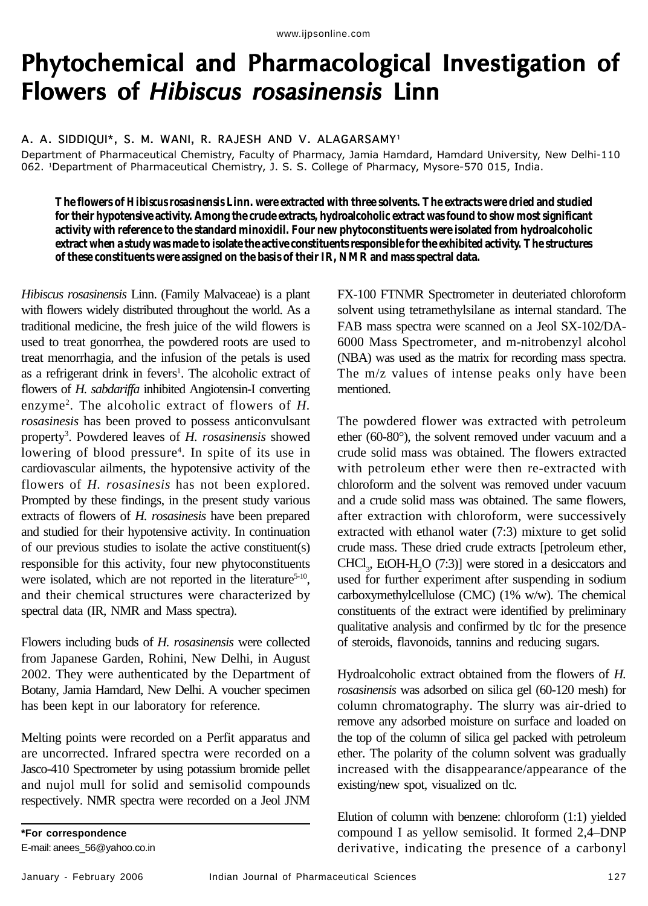# Phytochemical and Pharmacological Investigation of Flowers of *Hibiscus rosasinensis* Linn

A. A. SIDDIQUI*, S. M. WANI, R. RAJESH AND V. ALAGARSAMY[1]

Department of Pharmaceutical Chemistry, Faculty of Pharmacy, Jamia Hamdard, Hamdard University, New Delhi-110 062. [1]Department of Pharmaceutical Chemistry, J. S. S. College of Pharmacy, Mysore-570 015, India.

**The flowers of *Hibiscus rosasinensis* Linn. were extracted with three solvents. The extracts were dried and studied for their hypotensive activity. Among the crude extracts, hydroalcoholic extract was found to show most significant activity with reference to the standard minoxidil. Four new phytoconstituents were isolated from hydroalcoholic extract when a study was made to isolate the active constituents responsible for the exhibited activity. The structures of these constituents were assigned on the basis of their IR, NMR and mass spectral data.**

*Hibiscus rosasinensis* Linn. (Family Malvaceae) is a plant with flowers widely distributed throughout the world. As a traditional medicine, the fresh juice of the wild flowers is used to treat gonorrhea, the powdered roots are used to treat menorrhagia, and the infusion of the petals is used as a refrigerant drink in fevers[1]. The alcoholic extract of flowers of *H. sabdariffa* inhibited Angiotensin-I converting enzyme[2]. The alcoholic extract of flowers of *H. rosasinesis* has been proved to possess anticonvulsant property[3]. Powdered leaves of *H. rosasinensis* showed lowering of blood pressure[4]. In spite of its use in cardiovascular ailments, the hypotensive activity of the flowers of *H. rosasinesis* has not been explored. Prompted by these findings, in the present study various extracts of flowers of *H. rosasinesis* have been prepared and studied for their hypotensive activity. In continuation of our previous studies to isolate the active constituent(s) responsible for this activity, four new phytoconstituents were isolated, which are not reported in the literature[5-10], and their chemical structures were characterized by spectral data (IR, NMR and Mass spectra).

Flowers including buds of *H. rosasinensis* were collected from Japanese Garden, Rohini, New Delhi, in August 2002. They were authenticated by the Department of Botany, Jamia Hamdard, New Delhi. A voucher specimen has been kept in our laboratory for reference.

Melting points were recorded on a Perfit apparatus and are uncorrected. Infrared spectra were recorded on a Jasco-410 Spectrometer by using potassium bromide pellet and nujol mull for solid and semisolid compounds respectively. NMR spectra were recorded on a Jeol JNM FX-100 FTNMR Spectrometer in deuteriated chloroform solvent using tetramethylsilane as internal standard. The FAB mass spectra were scanned on a Jeol SX-102/DA-6000 Mass Spectrometer, and m-nitrobenzyl alcohol (NBA) was used as the matrix for recording mass spectra. The m/z values of intense peaks only have been mentioned.

The powdered flower was extracted with petroleum ether (60-80°), the solvent removed under vacuum and a crude solid mass was obtained. The flowers extracted with petroleum ether were then re-extracted with chloroform and the solvent was removed under vacuum and a crude solid mass was obtained. The same flowers, after extraction with chloroform, were successively extracted with ethanol water (7:3) mixture to get solid crude mass. These dried crude extracts [petroleum ether, $CHCl_3$, EtOH-$H_2O$ (7:3)] were stored in a desiccators and used for further experiment after suspending in sodium carboxymethylcellulose (CMC) (1% w/w). The chemical constituents of the extract were identified by preliminary qualitative analysis and confirmed by tlc for the presence of steroids, flavonoids, tannins and reducing sugars.

Hydroalcoholic extract obtained from the flowers of *H. rosasinensis* was adsorbed on silica gel (60-120 mesh) for column chromatography. The slurry was air-dried to remove any adsorbed moisture on surface and loaded on the top of the column of silica gel packed with petroleum ether. The polarity of the column solvent was gradually increased with the disappearance/appearance of the existing/new spot, visualized on tlc.

Elution of column with benzene: chloroform (1:1) yielded compound I as yellow semisolid. It formed 2,4–DNP derivative, indicating the presence of a carbonyl

*For correspondence
E-mail: anees_56@yahoo.co.in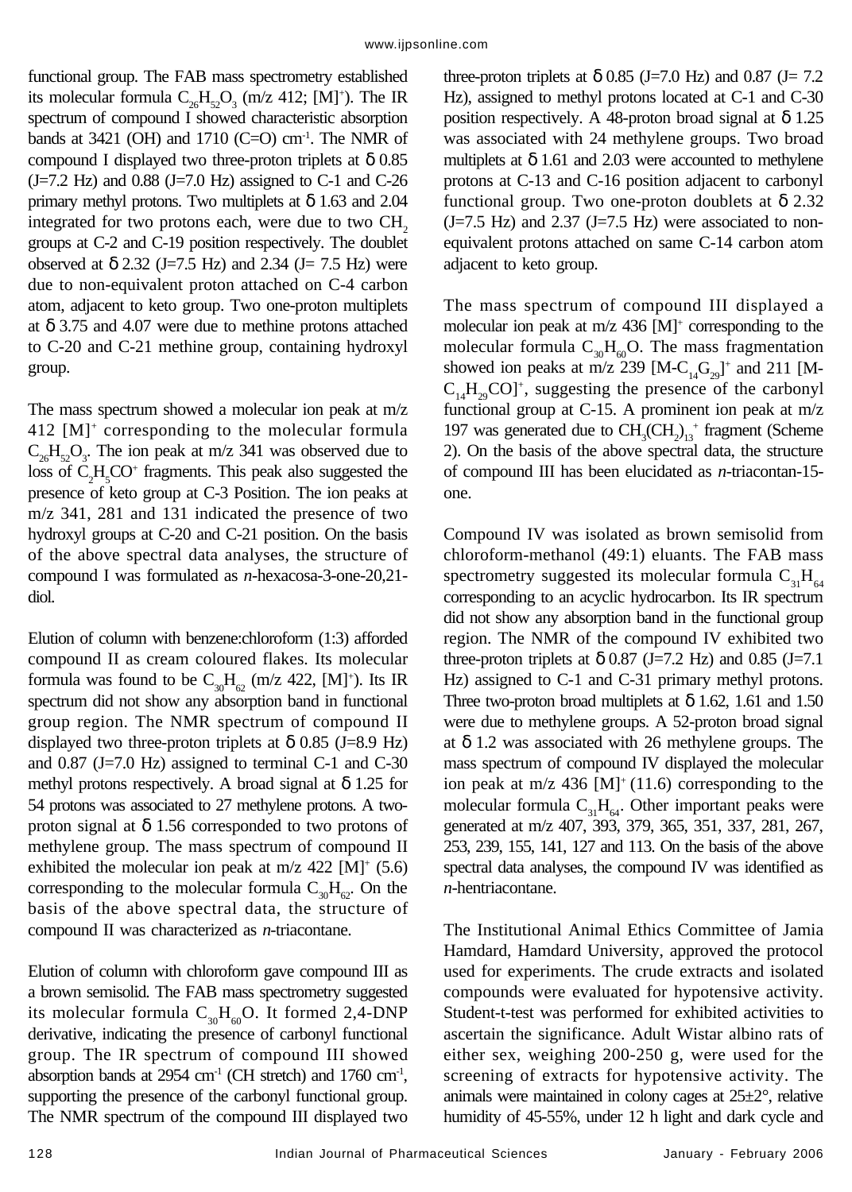functional group. The FAB mass spectrometry established its molecular formula $C_{26}H_{52}O_3$ (m/z 412; $[M]^+$). The IR spectrum of compound I showed characteristic absorption bands at 3421 (OH) and 1710 (C=O) $cm^{-1}$. The NMR of compound I displayed two three-proton triplets at δ 0.85 (J=7.2 Hz) and 0.88 (J=7.0 Hz) assigned to C-1 and C-26 primary methyl protons. Two multiplets at δ 1.63 and 2.04 integrated for two protons each, were due to two $CH_2$ groups at C-2 and C-19 position respectively. The doublet observed at δ 2.32 (J=7.5 Hz) and 2.34 (J= 7.5 Hz) were due to non-equivalent proton attached on C-4 carbon atom, adjacent to keto group. Two one-proton multiplets at δ 3.75 and 4.07 were due to methine protons attached to C-20 and C-21 methine group, containing hydroxyl group.

The mass spectrum showed a molecular ion peak at m/z 412 $[M]^+$ corresponding to the molecular formula $C_{26}H_{52}O_3$. The ion peak at m/z 341 was observed due to loss of $C_2H_5CO^+$ fragments. This peak also suggested the presence of keto group at C-3 Position. The ion peaks at m/z 341, 281 and 131 indicated the presence of two hydroxyl groups at C-20 and C-21 position. On the basis of the above spectral data analyses, the structure of compound I was formulated as *n*-hexacosa-3-one-20,21-diol.

Elution of column with benzene:chloroform (1:3) afforded compound II as cream coloured flakes. Its molecular formula was found to be $C_{30}H_{62}$ (m/z 422, $[M]^+$). Its IR spectrum did not show any absorption band in functional group region. The NMR spectrum of compound II displayed two three-proton triplets at δ 0.85 (J=8.9 Hz) and 0.87 (J=7.0 Hz) assigned to terminal C-1 and C-30 methyl protons respectively. A broad signal at δ 1.25 for 54 protons was associated to 27 methylene protons. A two-proton signal at δ 1.56 corresponded to two protons of methylene group. The mass spectrum of compound II exhibited the molecular ion peak at m/z 422 $[M]^+$ (5.6) corresponding to the molecular formula $C_{30}H_{62}$. On the basis of the above spectral data, the structure of compound II was characterized as *n*-triacontane.

Elution of column with chloroform gave compound III as a brown semisolid. The FAB mass spectrometry suggested its molecular formula $C_{30}H_{60}O$. It formed 2,4-DNP derivative, indicating the presence of carbonyl functional group. The IR spectrum of compound III showed absorption bands at 2954 $cm^{-1}$ (CH stretch) and 1760 $cm^{-1}$, supporting the presence of the carbonyl functional group. The NMR spectrum of the compound III displayed two three-proton triplets at δ 0.85 (J=7.0 Hz) and 0.87 (J= 7.2 Hz), assigned to methyl protons located at C-1 and C-30 position respectively. A 48-proton broad signal at δ 1.25 was associated with 24 methylene groups. Two broad multiplets at δ 1.61 and 2.03 were accounted to methylene protons at C-13 and C-16 position adjacent to carbonyl functional group. Two one-proton doublets at δ 2.32 (J=7.5 Hz) and 2.37 (J=7.5 Hz) were associated to non-equivalent protons attached on same C-14 carbon atom adjacent to keto group.

The mass spectrum of compound III displayed a molecular ion peak at m/z 436 $[M]^+$ corresponding to the molecular formula $C_{30}H_{60}O$. The mass fragmentation showed ion peaks at m/z 239 $[M-C_{14}G_{29}]^+$ and 211 $[M-C_{14}H_{29}CO]^+$, suggesting the presence of the carbonyl functional group at C-15. A prominent ion peak at m/z 197 was generated due to $CH_3(CH_2)_{13}^+$ fragment (Scheme 2). On the basis of the above spectral data, the structure of compound III has been elucidated as *n*-triacontan-15-one.

Compound IV was isolated as brown semisolid from chloroform-methanol (49:1) eluants. The FAB mass spectrometry suggested its molecular formula $C_{31}H_{64}$ corresponding to an acyclic hydrocarbon. Its IR spectrum did not show any absorption band in the functional group region. The NMR of the compound IV exhibited two three-proton triplets at δ 0.87 (J=7.2 Hz) and 0.85 (J=7.1 Hz) assigned to C-1 and C-31 primary methyl protons. Three two-proton broad multiplets at δ 1.62, 1.61 and 1.50 were due to methylene groups. A 52-proton broad signal at δ 1.2 was associated with 26 methylene groups. The mass spectrum of compound IV displayed the molecular ion peak at m/z 436 $[M]^+$ (11.6) corresponding to the molecular formula $C_{31}H_{64}$. Other important peaks were generated at m/z 407, 393, 379, 365, 351, 337, 281, 267, 253, 239, 155, 141, 127 and 113. On the basis of the above spectral data analyses, the compound IV was identified as *n*-hentriacontane.

The Institutional Animal Ethics Committee of Jamia Hamdard, Hamdard University, approved the protocol used for experiments. The crude extracts and isolated compounds were evaluated for hypotensive activity. Student-t-test was performed for exhibited activities to ascertain the significance. Adult Wistar albino rats of either sex, weighing 200-250 g, were used for the screening of extracts for hypotensive activity. The animals were maintained in colony cages at 25±2°, relative humidity of 45-55%, under 12 h light and dark cycle and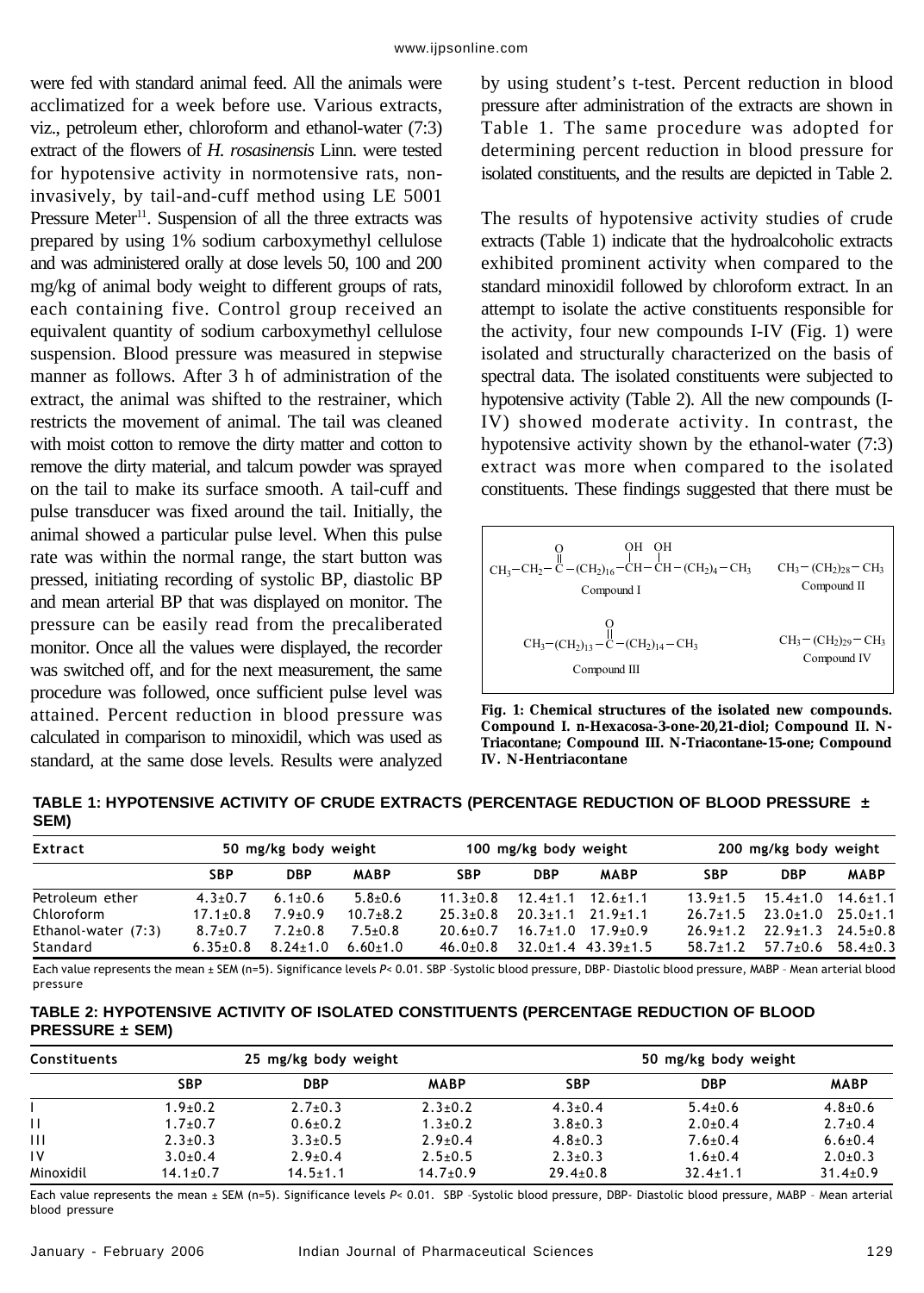were fed with standard animal feed. All the animals were acclimatized for a week before use. Various extracts, viz., petroleum ether, chloroform and ethanol-water (7:3) extract of the flowers of *H. rosasinensis* Linn. were tested for hypotensive activity in normotensive rats, non-invasively, by tail-and-cuff method using LE 5001 Pressure Meter[11]. Suspension of all the three extracts was prepared by using 1% sodium carboxymethyl cellulose and was administered orally at dose levels 50, 100 and 200 mg/kg of animal body weight to different groups of rats, each containing five. Control group received an equivalent quantity of sodium carboxymethyl cellulose suspension. Blood pressure was measured in stepwise manner as follows. After 3 h of administration of the extract, the animal was shifted to the restrainer, which restricts the movement of animal. The tail was cleaned with moist cotton to remove the dirty matter and cotton to remove the dirty material, and talcum powder was sprayed on the tail to make its surface smooth. A tail-cuff and pulse transducer was fixed around the tail. Initially, the animal showed a particular pulse level. When this pulse rate was within the normal range, the start button was pressed, initiating recording of systolic BP, diastolic BP and mean arterial BP that was displayed on monitor. The pressure can be easily read from the precaliberated monitor. Once all the values were displayed, the recorder was switched off, and for the next measurement, the same procedure was followed, once sufficient pulse level was attained. Percent reduction in blood pressure was calculated in comparison to minoxidil, which was used as standard, at the same dose levels. Results were analyzed by using student's t-test. Percent reduction in blood pressure after administration of the extracts are shown in Table 1. The same procedure was adopted for determining percent reduction in blood pressure for isolated constituents, and the results are depicted in Table 2.

The results of hypotensive activity studies of crude extracts (Table 1) indicate that the hydroalcoholic extracts exhibited prominent activity when compared to the standard minoxidil followed by chloroform extract. In an attempt to isolate the active constituents responsible for the activity, four new compounds I-IV (Fig. 1) were isolated and structurally characterized on the basis of spectral data. The isolated constituents were subjected to hypotensive activity (Table 2). All the new compounds (I-IV) showed moderate activity. In contrast, the hypotensive activity shown by the ethanol-water (7:3) extract was more when compared to the isolated constituents. These findings suggested that there must be

$CH_3-CH_2-C(=O)-(CH_2)_{16}-CH(OH)-CH(OH)-(CH_2)_4-CH_3$
Compound I

$CH_3-(CH_2)_{28}-CH_3$
Compound II

$CH_3-(CH_2)_{13}-C(=O)-(CH_2)_{14}-CH_3$
Compound III

$CH_3-(CH_2)_{29}-CH_3$
Compound IV

**Fig. 1: Chemical structures of the isolated new compounds. Compound I. n-Hexacosa-3-one-20,21-diol; Compound II. N-Triacontane; Compound III. N-Triacontane-15-one; Compound IV. N-Hentriacontane**

**TABLE 1: HYPOTENSIVE ACTIVITY OF CRUDE EXTRACTS (PERCENTAGE REDUCTION OF BLOOD PRESSURE ± SEM)**

| Extract | 50 mg/kg body weight | | | 100 mg/kg body weight | | | 200 mg/kg body weight | | |
|---|---|---|---|---|---|---|---|---|---|
| | SBP | DBP | MABP | SBP | DBP | MABP | SBP | DBP | MABP |
| Petroleum ether | 4.3±0.7 | 6.1±0.6 | 5.8±0.6 | 11.3±0.8 | 12.4±1.1 | 12.6±1.1 | 13.9±1.5 | 15.4±1.0 | 14.6±1.1 |
| Chloroform | 17.1±0.8 | 7.9±0.9 | 10.7±8.2 | 25.3±0.8 | 20.3±1.1 | 21.9±1.1 | 26.7±1.5 | 23.0±1.0 | 25.0±1.1 |
| Ethanol-water (7:3) | 8.7±0.7 | 7.2±0.8 | 7.5±0.8 | 20.6±0.7 | 16.7±1.0 | 17.9±0.9 | 26.9±1.2 | 22.9±1.3 | 24.5±0.8 |
| Standard | 6.35±0.8 | 8.24±1.0 | 6.60±1.0 | 46.0±0.8 | 32.0±1.4 | 43.39±1.5 | 58.7±1.2 | 57.7±0.6 | 58.4±0.3 |

Each value represents the mean ± SEM (n=5). Significance levels $P < 0.01$. SBP -Systolic blood pressure, DBP- Diastolic blood pressure, MABP – Mean arterial blood pressure

**TABLE 2: HYPOTENSIVE ACTIVITY OF ISOLATED CONSTITUENTS (PERCENTAGE REDUCTION OF BLOOD PRESSURE ± SEM)**

| Constituents | 25 mg/kg body weight | | | 50 mg/kg body weight | | |
|---|---|---|---|---|---|---|
| | SBP | DBP | MABP | SBP | DBP | MABP |
| I | 1.9±0.2 | 2.7±0.3 | 2.3±0.2 | 4.3±0.4 | 5.4±0.6 | 4.8±0.6 |
| II | 1.7±0.7 | 0.6±0.2 | 1.3±0.2 | 3.8±0.3 | 2.0±0.4 | 2.7±0.4 |
| III | 2.3±0.3 | 3.3±0.5 | 2.9±0.4 | 4.8±0.3 | 7.6±0.4 | 6.6±0.4 |
| IV | 3.0±0.4 | 2.9±0.4 | 2.5±0.5 | 2.3±0.3 | 1.6±0.4 | 2.0±0.3 |
| Minoxidil | 14.1±0.7 | 14.5±1.1 | 14.7±0.9 | 29.4±0.8 | 32.4±1.1 | 31.4±0.9 |

Each value represents the mean ± SEM (n=5). Significance levels $P < 0.01$. SBP -Systolic blood pressure, DBP- Diastolic blood pressure, MABP – Mean arterial blood pressure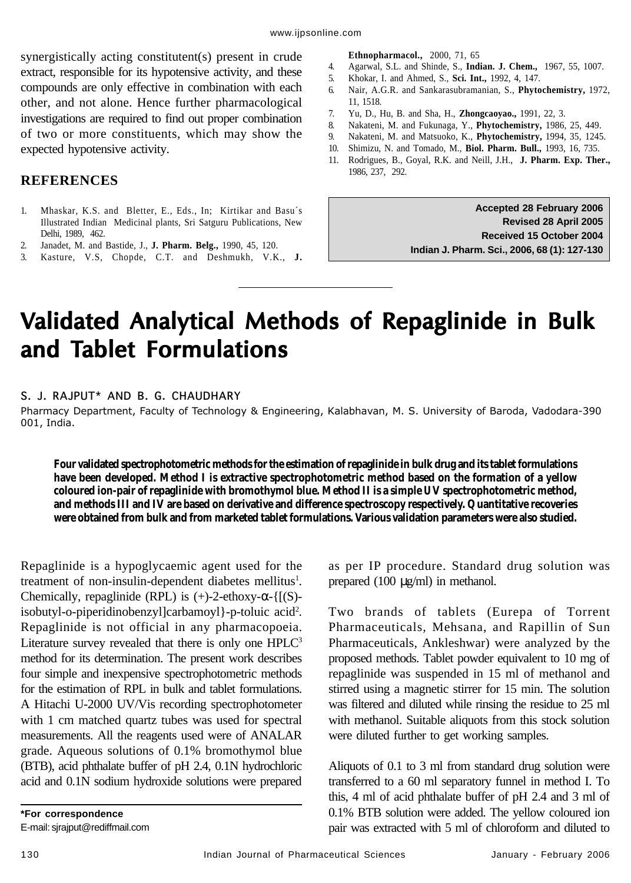synergistically acting constitutent(s) present in crude extract, responsible for its hypotensive activity, and these compounds are only effective in combination with each other, and not alone. Hence further pharmacological investigations are required to find out proper combination of two or more constituents, which may show the expected hypotensive activity.

## REFERENCES

1. Mhaskar, K.S. and Bletter, E., Eds., In; Kirtikar and Basu´s Illustrated Indian Medicinal plants, Sri Satguru Publications, New Delhi, 1989, 462.
2. Janadet, M. and Bastide, J., **J. Pharm. Belg.,** 1990, 45, 120.
3. Kasture, V.S, Chopde, C.T. and Deshmukh, V.K., **J. Ethnopharmacol.,** 2000, 71, 65
4. Agarwal, S.L. and Shinde, S., **Indian. J. Chem.,** 1967, 55, 1007.
5. Khokar, I. and Ahmed, S., **Sci. Int.,** 1992, 4, 147.
6. Nair, A.G.R. and Sankarasubramanian, S., **Phytochemistry,** 1972, 11, 1518.
7. Yu, D., Hu, B. and Sha, H., **Zhongcaoyao.,** 1991, 22, 3.
8. Nakateni, M. and Fukunaga, Y., **Phytochemistry,** 1986, 25, 449.
9. Nakateni, M. and Matsuoko, K., **Phytochemistry,** 1994, 35, 1245.
10. Shimizu, N. and Tomado, M., **Biol. Pharm. Bull.,** 1993, 16, 735.
11. Rodrigues, B., Goyal, R.K. and Neill, J.H., **J. Pharm. Exp. Ther.,** 1986, 237, 292.

**Accepted 28 February 2006**
**Revised 28 April 2005**
**Received 15 October 2004**
**Indian J. Pharm. Sci., 2006, 68 (1): 127-130**

# Validated Analytical Methods of Repaglinide in Bulk and Tablet Formulations

S. J. RAJPUT* AND B. G. CHAUDHARY

Pharmacy Department, Faculty of Technology & Engineering, Kalabhavan, M. S. University of Baroda, Vadodara-390 001, India.

**Four validated spectrophotometric methods for the estimation of repaglinide in bulk drug and its tablet formulations have been developed. Method I is extractive spectrophotometric method based on the formation of a yellow coloured ion-pair of repaglinide with bromothymol blue. Method II is a simple UV spectrophotometric method, and methods III and IV are based on derivative and difference spectroscopy respectively. Quantitative recoveries were obtained from bulk and from marketed tablet formulations. Various validation parameters were also studied.**

Repaglinide is a hypoglycaemic agent used for the treatment of non-insulin-dependent diabetes mellitus[1]. Chemically, repaglinide (RPL) is (+)-2-ethoxy-α-{[(S)-isobutyl-o-piperidinobenzyl]carbamoyl}-p-toluic acid[2]. Repaglinide is not official in any pharmacopoeia. Literature survey revealed that there is only one HPLC[3] method for its determination. The present work describes four simple and inexpensive spectrophotometric methods for the estimation of RPL in bulk and tablet formulations. A Hitachi U-2000 UV/Vis recording spectrophotometer with 1 cm matched quartz tubes was used for spectral measurements. All the reagents used were of ANALAR grade. Aqueous solutions of 0.1% bromothymol blue (BTB), acid phthalate buffer of pH 2.4, 0.1N hydrochloric acid and 0.1N sodium hydroxide solutions were prepared as per IP procedure. Standard drug solution was prepared (100 μg/ml) in methanol.

Two brands of tablets (Eurepa of Torrent Pharmaceuticals, Mehsana, and Rapillin of Sun Pharmaceuticals, Ankleshwar) were analyzed by the proposed methods. Tablet powder equivalent to 10 mg of repaglinide was suspended in 15 ml of methanol and stirred using a magnetic stirrer for 15 min. The solution was filtered and diluted while rinsing the residue to 25 ml with methanol. Suitable aliquots from this stock solution were diluted further to get working samples.

Aliquots of 0.1 to 3 ml from standard drug solution were transferred to a 60 ml separatory funnel in method I. To this, 4 ml of acid phthalate buffer of pH 2.4 and 3 ml of 0.1% BTB solution were added. The yellow coloured ion pair was extracted with 5 ml of chloroform and diluted to

*For correspondence
E-mail: sjrajput@rediffmail.com